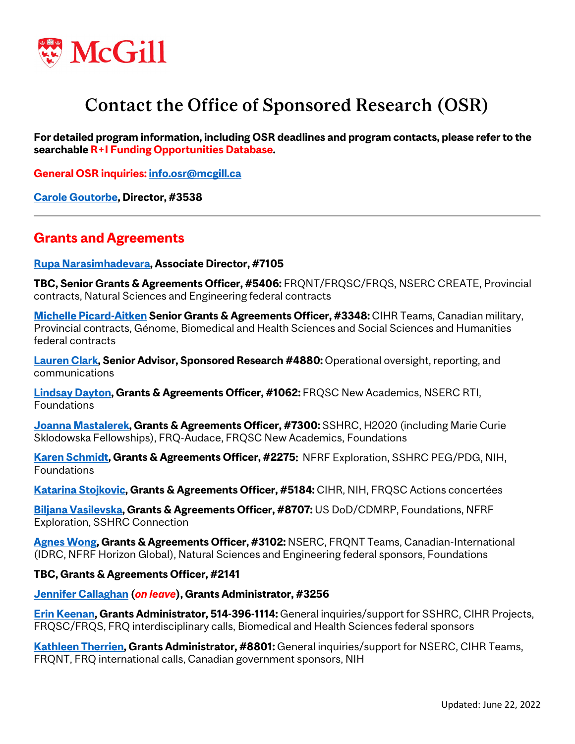# Contact the Office of Sponsored Research (OSR)

**For detailed program information, including OSR deadlines and program contacts, please refer to the searchable R+I Funding Opportunities Database.**

**General OSR inquiries: info.osr@mcgill.ca**

**Carole Goutorbe, Director, #3538**

---

## Grants and Agreements

**Rupa Narasimhadevara, Associate Director, #7105**

**TBC, Senior Grants & Agreements Officer, #5406:** FRQNT/FRQSC/FRQS, NSERC CREATE, Provincial contracts, Natural Sciences and Engineering federal contracts

**Michelle Picard-Aitken Senior Grants & Agreements Officer, #3348:** CIHR Teams, Canadian military, Provincial contracts, Génome, Biomedical and Health Sciences and Social Sciences and Humanities federal contracts

**Lauren Clark, Senior Advisor, Sponsored Research #4880:** Operational oversight, reporting, and communications

**Lindsay Dayton, Grants & Agreements Officer, #1062:** FRQSC New Academics, NSERC RTI, Foundations

**Joanna Mastalerek, Grants & Agreements Officer, #7300:** SSHRC, H2020 (including Marie Curie Sklodowska Fellowships), FRQ-Audace, FRQSC New Academics, Foundations

**Karen Schmidt, Grants & Agreements Officer, #2275:** NFRF Exploration, SSHRC PEG/PDG, NIH, Foundations

**Katarina Stojkovic, Grants & Agreements Officer, #5184:** CIHR, NIH, FRQSC Actions concertées

**Biljana Vasilevska, Grants & Agreements Officer, #8707:** US DoD/CDMRP, Foundations, NFRF Exploration, SSHRC Connection

**Agnes Wong, Grants & Agreements Officer, #3102:** NSERC, FRQNT Teams, Canadian-International (IDRC, NFRF Horizon Global), Natural Sciences and Engineering federal sponsors, Foundations

**TBC, Grants & Agreements Officer, #2141**

**Jennifer Callaghan (*on leave*), Grants Administrator, #3256**

**Erin Keenan, Grants Administrator, 514-396-1114:** General inquiries/support for SSHRC, CIHR Projects, FRQSC/FRQS, FRQ interdisciplinary calls, Biomedical and Health Sciences federal sponsors

**Kathleen Therrien, Grants Administrator, #8801:** General inquiries/support for NSERC, CIHR Teams, FRQNT, FRQ international calls, Canadian government sponsors, NIH

Updated: June 22, 2022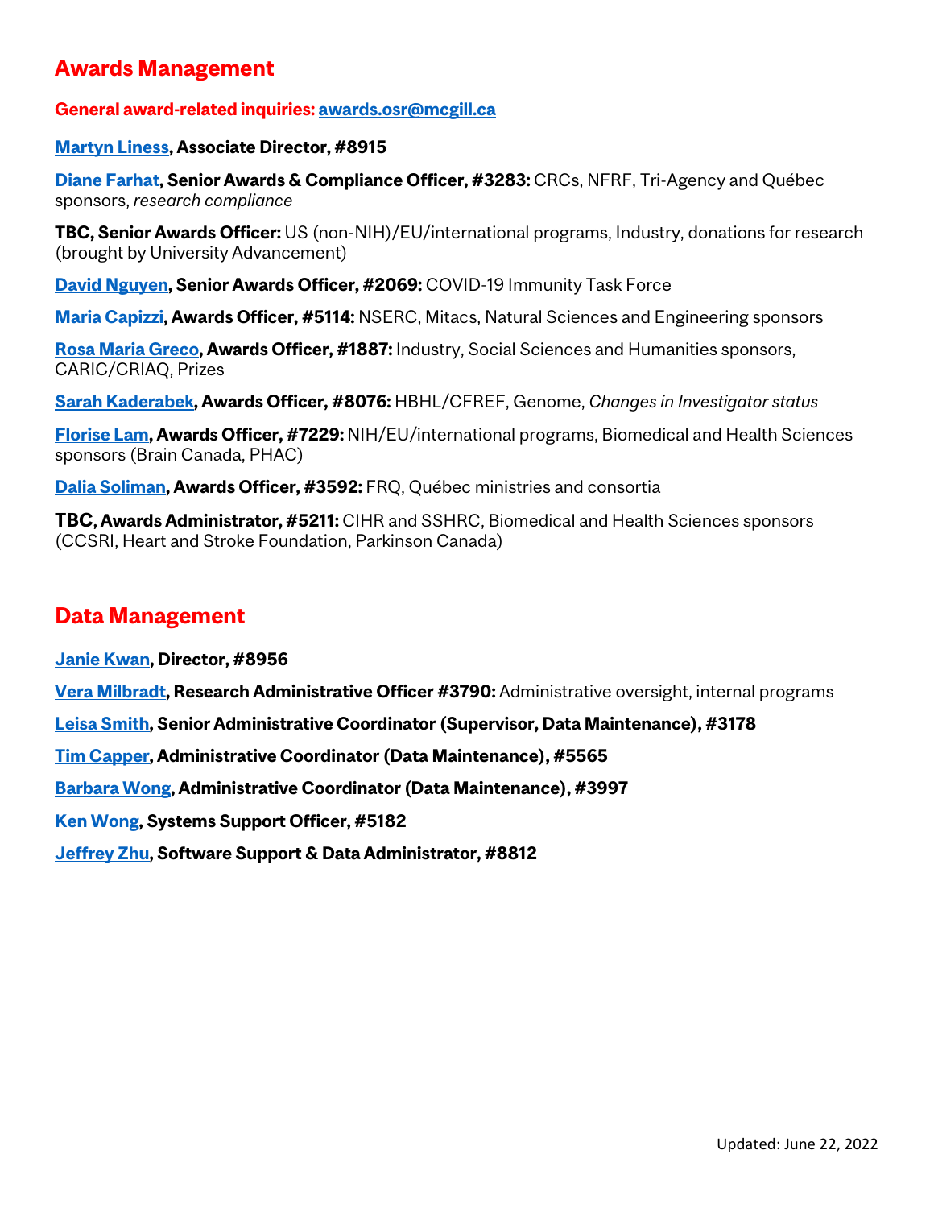## Awards Management

**General award-related inquiries: [awards.osr@mcgill.ca](mailto:awards.osr@mcgill.ca)**

**Martyn Liness, Associate Director, #8915**

**Diane Farhat, Senior Awards & Compliance Officer, #3283:** CRCs, NFRF, Tri-Agency and Québec sponsors, *research compliance*

**TBC, Senior Awards Officer:** US (non-NIH)/EU/international programs, Industry, donations for research (brought by University Advancement)

**David Nguyen, Senior Awards Officer, #2069:** COVID-19 Immunity Task Force

**Maria Capizzi, Awards Officer, #5114:** NSERC, Mitacs, Natural Sciences and Engineering sponsors

**Rosa Maria Greco, Awards Officer, #1887:** Industry, Social Sciences and Humanities sponsors, CARIC/CRIAQ, Prizes

**Sarah Kaderabek, Awards Officer, #8076:** HBHL/CFREF, Genome, *Changes in Investigator status*

**Florise Lam, Awards Officer, #7229:** NIH/EU/international programs, Biomedical and Health Sciences sponsors (Brain Canada, PHAC)

**Dalia Soliman, Awards Officer, #3592:** FRQ, Québec ministries and consortia

**TBC, Awards Administrator, #5211:** CIHR and SSHRC, Biomedical and Health Sciences sponsors (CCSRI, Heart and Stroke Foundation, Parkinson Canada)

## Data Management

**Janie Kwan, Director, #8956**

**Vera Milbradt, Research Administrative Officer #3790:** Administrative oversight, internal programs

**Leisa Smith, Senior Administrative Coordinator (Supervisor, Data Maintenance), #3178**

**Tim Capper, Administrative Coordinator (Data Maintenance), #5565**

**Barbara Wong, Administrative Coordinator (Data Maintenance), #3997**

**Ken Wong, Systems Support Officer, #5182**

**Jeffrey Zhu, Software Support & Data Administrator, #8812**

Updated: June 22, 2022